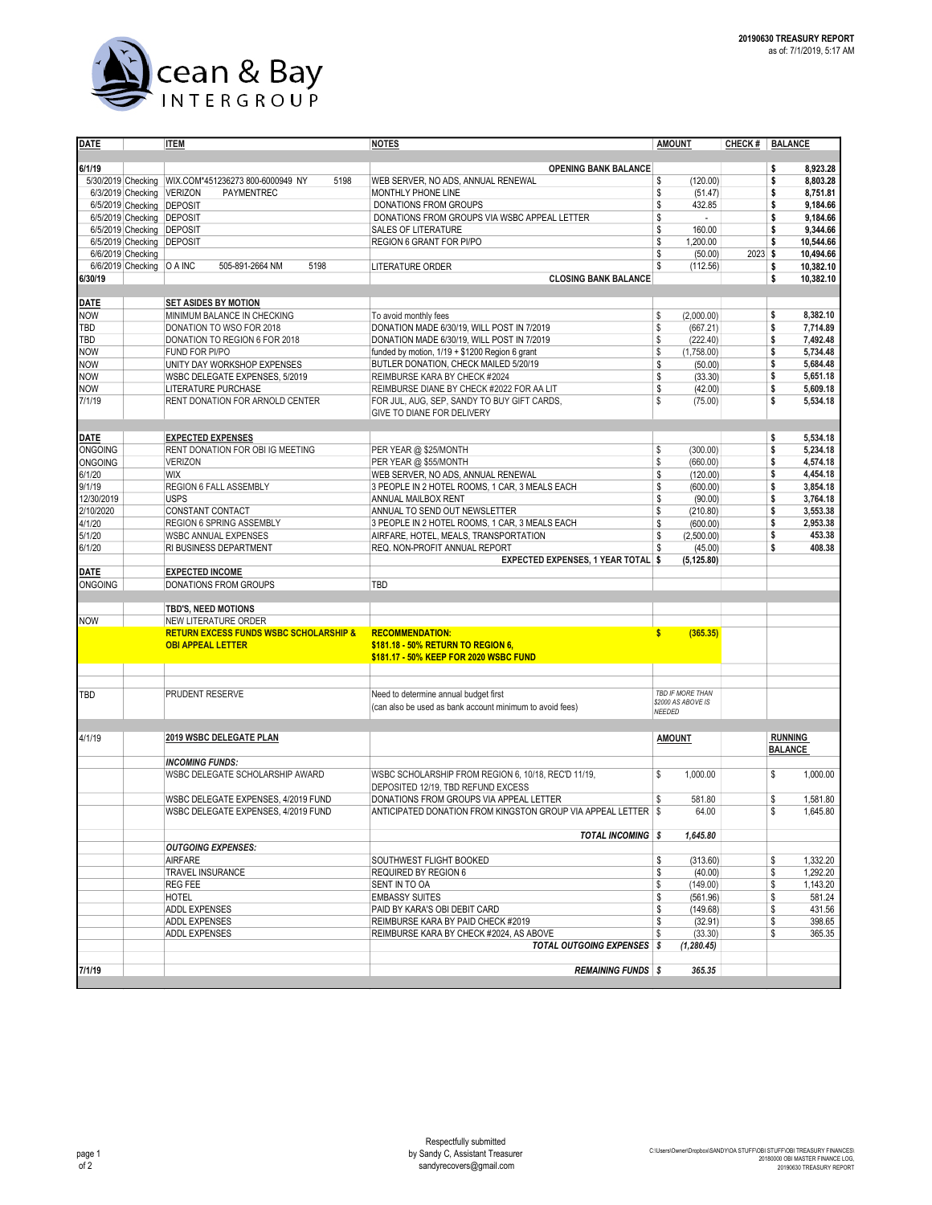Ocean & Bay INTERGROUP

**20190630 TREASURY REPORT**
as of: 7/1/2019, 5:17 AM

| DATE | | ITEM | NOTES | AMOUNT | CHECK # | BALANCE |
|---|---|---|---|---|---|---|
| 6/1/19 | | | OPENING BANK BALANCE | | | $ 8,923.28 |
| 5/30/2019 | Checking | WIX.COM*451236273 800-6000949 NY 5198 | WEB SERVER, NO ADS, ANNUAL RENEWAL | $ (120.00) | | $ 8,803.28 |
| 6/3/2019 | Checking | VERIZON PAYMENTREC | MONTHLY PHONE LINE | $ (51.47) | | $ 8,751.81 |
| 6/5/2019 | Checking | DEPOSIT | DONATIONS FROM GROUPS | $ 432.85 | | $ 9,184.66 |
| 6/5/2019 | Checking | DEPOSIT | DONATIONS FROM GROUPS VIA WSBC APPEAL LETTER | $ - | | $ 9,184.66 |
| 6/5/2019 | Checking | DEPOSIT | SALES OF LITERATURE | $ 160.00 | | $ 9,344.66 |
| 6/5/2019 | Checking | DEPOSIT | REGION 6 GRANT FOR PI/PO | $ 1,200.00 | | $ 10,544.66 |
| 6/6/2019 | Checking | | | $ (50.00) | 2023 | $ 10,494.66 |
| 6/6/2019 | Checking | O A INC 505-891-2664 NM 5198 | LITERATURE ORDER | $ (112.56) | | $ 10,382.10 |
| 6/30/19 | | | CLOSING BANK BALANCE | | | $ 10,382.10 |
| | | | | | | |
| **DATE** | | **SET ASIDES BY MOTION** | | | | |
| NOW | | MINIMUM BALANCE IN CHECKING | To avoid monthly fees | $ (2,000.00) | | $ 8,382.10 |
| TBD | | DONATION TO WSO FOR 2018 | DONATION MADE 6/30/19, WILL POST IN 7/2019 | $ (667.21) | | $ 7,714.89 |
| TBD | | DONATION TO REGION 6 FOR 2018 | DONATION MADE 6/30/19, WILL POST IN 7/2019 | $ (222.40) | | $ 7,492.48 |
| NOW | | FUND FOR PI/PO | funded by motion, 1/19 + $1200 Region 6 grant | $ (1,758.00) | | $ 5,734.48 |
| NOW | | UNITY DAY WORKSHOP EXPENSES | BUTLER DONATION, CHECK MAILED 5/20/19 | $ (50.00) | | $ 5,684.48 |
| NOW | | WSBC DELEGATE EXPENSES, 5/2019 | REIMBURSE KARA BY CHECK #2024 | $ (33.30) | | $ 5,651.18 |
| NOW | | LITERATURE PURCHASE | REIMBURSE DIANE BY CHECK #2022 FOR AA LIT | $ (42.00) | | $ 5,609.18 |
| 7/1/19 | | RENT DONATION FOR ARNOLD CENTER | FOR JUL, AUG, SEP, SANDY TO BUY GIFT CARDS, GIVE TO DIANE FOR DELIVERY | $ (75.00) | | $ 5,534.18 |
| | | | | | | |
| **DATE** | | **EXPECTED EXPENSES** | | | | $ 5,534.18 |
| ONGOING | | RENT DONATION FOR OBI IG MEETING | PER YEAR @ $25/MONTH | $ (300.00) | | $ 5,234.18 |
| ONGOING | | VERIZON | PER YEAR @ $55/MONTH | $ (660.00) | | $ 4,574.18 |
| 6/1/20 | | WIX | WEB SERVER, NO ADS, ANNUAL RENEWAL | $ (120.00) | | $ 4,454.18 |
| 9/1/19 | | REGION 6 FALL ASSEMBLY | 3 PEOPLE IN 2 HOTEL ROOMS, 1 CAR, 3 MEALS EACH | $ (600.00) | | $ 3,854.18 |
| 12/30/2019 | | USPS | ANNUAL MAILBOX RENT | $ (90.00) | | $ 3,764.18 |
| 2/10/2020 | | CONSTANT CONTACT | ANNUAL TO SEND OUT NEWSLETTER | $ (210.80) | | $ 3,553.38 |
| 4/1/20 | | REGION 6 SPRING ASSEMBLY | 3 PEOPLE IN 2 HOTEL ROOMS, 1 CAR, 3 MEALS EACH | $ (600.00) | | $ 2,953.38 |
| 5/1/20 | | WSBC ANNUAL EXPENSES | AIRFARE, HOTEL, MEALS, TRANSPORTATION | $ (2,500.00) | | $ 453.38 |
| 6/1/20 | | RI BUSINESS DEPARTMENT | REQ. NON-PROFIT ANNUAL REPORT | $ (45.00) | | $ 408.38 |
| | | | EXPECTED EXPENSES, 1 YEAR TOTAL | $ (5,125.80) | | |
| **DATE** | | **EXPECTED INCOME** | | | | |
| ONGOING | | DONATIONS FROM GROUPS | TBD | | | |
| | | | | | | |
| | | **TBD'S, NEED MOTIONS** | | | | |
| NOW | | NEW LITERATURE ORDER | | | | |
| | | **RETURN EXCESS FUNDS WSBC SCHOLARSHIP & OBI APPEAL LETTER** | **RECOMMENDATION: $181.18 - 50% RETURN TO REGION 6, $181.17 - 50% KEEP FOR 2020 WSBC FUND** | **$ (365.35)** | | |
| | | | | | | |
| TBD | | PRUDENT RESERVE | Need to determine annual budget first (can also be used as bank account minimum to avoid fees) | *TBD IF MORE THAN $2000 AS ABOVE IS NEEDED* | | |
| | | | | | | |
| 4/1/19 | | **2019 WSBC DELEGATE PLAN** | | **AMOUNT** | | **RUNNING BALANCE** |
| | | ***INCOMING FUNDS:*** | | | | |
| | | WSBC DELEGATE SCHOLARSHIP AWARD | WSBC SCHOLARSHIP FROM REGION 6, 10/18, REC'D 11/19, DEPOSITED 12/19, TBD REFUND EXCESS | $ 1,000.00 | | $ 1,000.00 |
| | | WSBC DELEGATE EXPENSES, 4/2019 FUND | DONATIONS FROM GROUPS VIA APPEAL LETTER | $ 581.80 | | $ 1,581.80 |
| | | WSBC DELEGATE EXPENSES, 4/2019 FUND | ANTICIPATED DONATION FROM KINGSTON GROUP VIA APPEAL LETTER | $ 64.00 | | $ 1,645.80 |
| | | | *TOTAL INCOMING* | *$ 1,645.80* | | |
| | | ***OUTGOING EXPENSES:*** | | | | |
| | | AIRFARE | SOUTHWEST FLIGHT BOOKED | $ (313.60) | | $ 1,332.20 |
| | | TRAVEL INSURANCE | REQUIRED BY REGION 6 | $ (40.00) | | $ 1,292.20 |
| | | REG FEE | SENT IN TO OA | $ (149.00) | | $ 1,143.20 |
| | | HOTEL | EMBASSY SUITES | $ (561.96) | | $ 581.24 |
| | | ADDL EXPENSES | PAID BY KARA'S OBI DEBIT CARD | $ (149.68) | | $ 431.56 |
| | | ADDL EXPENSES | REIMBURSE KARA BY PAID CHECK #2019 | $ (32.91) | | $ 398.65 |
| | | ADDL EXPENSES | REIMBURSE KARA BY CHECK #2024, AS ABOVE | $ (33.30) | | $ 365.35 |
| | | | *TOTAL OUTGOING EXPENSES* | *$ (1,280.45)* | | |
| | | | | | | |
| 7/1/19 | | | *REMAINING FUNDS* | *$ 365.35* | | |

Respectfully submitted
by Sandy C, Assistant Treasurer
sandyrecovers@gmail.com

C:\Users\Owner\Dropbox\SANDY\OA STUFF\OBI STUFF\OBI TREASURY FINANCES\20180000 OBI MASTER FINANCE LOG, 20190630 TREASURY REPORT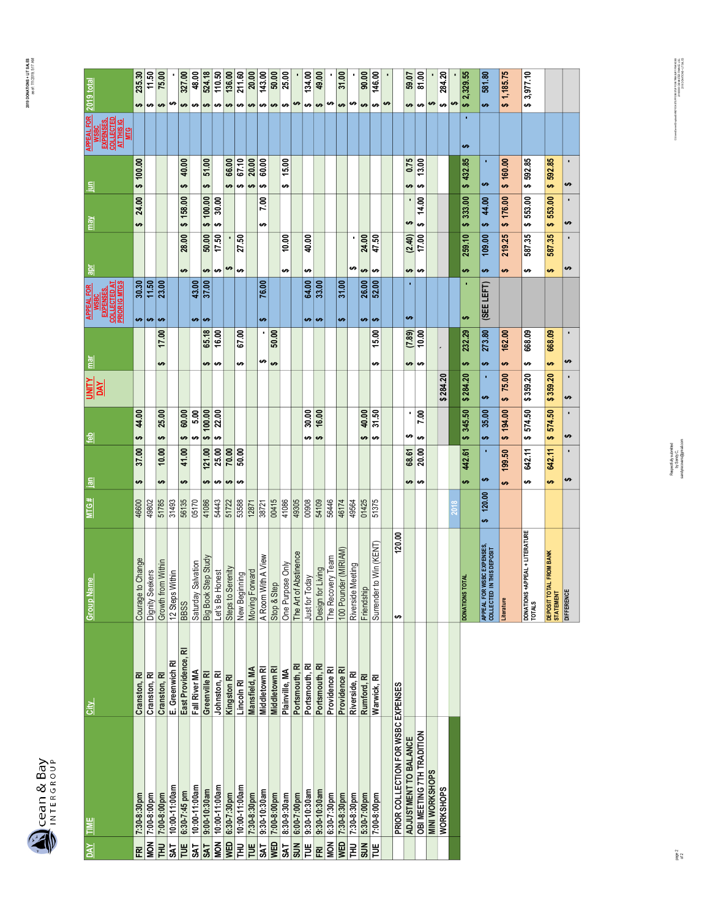Ocean & Bay INTERGROUP

| DAY | TIME | City | Group Name | MTG# | jan | feb | UNITY DAY | mar | APPEAL FOR WSBC EXPENSES, COLLECTED AT PRIOR IG MTGS | apr | may | jun | APPEAL FOR WSBC EXPENSES, COLLECTED AT THIS IG MTG | 2019 total |
|---|---|---|---|---|---|---|---|---|---|---|---|---|---|---|
| FRI | 7:30-8:30pm | Cranston, RI | Courage to Change | 46600 | $ 37.00 | $ 44.00 | | | $ 30.30 | | $ 24.00 | $ 100.00 | | $ 235.30 |
| MON | 7:00-8:00pm | Cranston, RI | Dignity Seekers | 49802 | | | | | $ 11.50 | | | | | $ 11.50 |
| THU | 7:00-8:00pm | Cranston, RI | Growth from Within | 51785 | $ 10.00 | $ 25.00 | | $ 17.00 | $ 23.00 | | | | | $ 75.00 |
| SAT | 10:00-11:00am | E. Greenwich RI | 12 Steps Within | 31493 | | | | | | | | | | $ - |
| TUE | 6:30-7:45 pm | East Providence, RI | BBSS | 56135 | $ 41.00 | $ 60.00 | | | | $ 28.00 | $ 158.00 | $ 40.00 | | $ 327.00 |
| SAT | 10:00-11:00am | Fall River MA | Saturday Salvation | 05170 | | $ 5.00 | | | $ 43.00 | | | | | $ 48.00 |
| SAT | 9:00-10:30am | Greenville RI | Big Book Step Study | 41086 | $ 121.00 | $ 100.00 | | $ 65.18 | $ 37.00 | $ 50.00 | $ 100.00 | $ 51.00 | | $ 524.18 |
| MON | 10:00-11:00am | Johnston, RI | Let's Be Honest | 54443 | $ 25.00 | $ 22.00 | | $ 16.00 | | $ 17.50 | $ 30.00 | | | $ 110.50 |
| WED | 6:30-7:30pm | Kingston RI | Steps to Serenity | 51722 | $ 70.00 | | | | | $ - | | $ 66.00 | | $ 136.00 |
| THU | 10:00-11:00am | Lincoln RI | New Beginning | 53588 | $ 50.00 | | | $ 67.00 | | $ 27.50 | | $ 67.10 | | $ 211.60 |
| TUE | 7:30-8:30pm | Mansfield, MA | Moving Forward | 12871 | | | | | | | | $ 20.00 | | $ 20.00 |
| SAT | 9:30-10:30am | Middletown RI | A Room With A View | 38721 | | | | $ - | $ 76.00 | | $ 7.00 | $ 60.00 | | $ 143.00 |
| WED | 7:00-8:00pm | Middletown RI | Stop & Step | 00415 | | | | $ 50.00 | | | | | | $ 50.00 |
| SAT | 8:30-9:30am | Plainville, MA | One Purpose Only | 41086 | | | | | | $ 10.00 | | $ 15.00 | | $ 25.00 |
| SUN | 6:00-7:00pm | Portsmouth, RI | The Art of Abstinence | 49305 | | | | | | | | | | $ - |
| TUE | 9:30-10:30am | Portsmouth, RI | Just for Today | 00908 | | $ 30.00 | | | $ 64.00 | $ 40.00 | | | | $ 134.00 |
| FRI | 9:30-10:30am | Portsmouth, RI | Design for Living | 54109 | | $ 16.00 | | | $ 33.00 | | | | | $ 49.00 |
| MON | 6:30-7:30pm | Providence RI | The Recovery Team | 56446 | | | | | | | | | | $ - |
| WED | 7:30-8:30pm | Providence RI | 100 Pounder (MIR/AM) | 46174 | | | | | $ 31.00 | | | | | $ 31.00 |
| THU | 7:30-8:30pm | Riverside, RI | Riverside Meeting | 49564 | | | | | | $ - | | | | $ - |
| SUN | 5:30-7:00pm | Rumford, RI | Friendship | 01425 | | $ 40.00 | | | $ 26.00 | $ 24.00 | | | | $ 90.00 |
| TUE | 7:00-8:00pm | Warwick, RI | Surrender to Win (KENT) | 51375 | | $ 31.50 | | $ 15.00 | $ 52.00 | $ 47.50 | | | | $ 146.00 |
| | PRIOR COLLECTION FOR WSBC EXPENSES | | $ 120.00 | | | | | | | | | | | $ - |
| | ADJUSTMENT TO BALANCE | | | | $ 68.61 | $ - | | $ (7.89) | $ - | $ (2.40) | $ - | $ 0.75 | | $ 59.07 |
| | OBI MEETING 7TH TRADITION | | | | $ 20.00 | $ 7.00 | | $ 10.00 | | $ 17.00 | $ 14.00 | $ 13.00 | | $ 81.00 |
| | MINI WORKSHOPS | | | | | | | | | | | | | $ - |
| | WORKSHOPS | | | | | | $ 284.20 | | | | | | | $ 284.20 |
| | | | | 2018 | | | | | | | | | | $ - |
| | | | DONATIONS TOTAL | | $ 442.61 | $ 345.50 | $ 284.20 | $ 232.29 | $ - | $ 259.10 | $ 333.00 | $ 432.85 | $ - | $ 2,329.55 |
| | | | APPEAL FOR WSBC EXPENSES, COLLECTED IN THIS DEPOSIT | $ 120.00 | $ - | $ 35.00 | $ - | $ 273.80 | (SEE LEFT) | $ 109.00 | $ 44.00 | $ - | | $ 581.80 |
| | | | Literature | | $ 199.50 | $ 194.00 | $ 75.00 | $ 162.00 | | $ 219.25 | $ 176.00 | $ 160.00 | | $ 1,185.75 |
| | | | DONATIONS +APPEAL + LITERATURE TOTALS | | $ 642.11 | $ 574.50 | $ 359.20 | $ 668.09 | | $ 587.35 | $ 553.00 | $ 592.85 | | $ 3,977.10 |
| | | | DEPOSIT TOTAL FROM BANK STATEMENT | | $ 642.11 | $ 574.50 | $ 359.20 | $ 668.09 | | $ 587.35 | $ 553.00 | $ 592.85 | | |
| | | | DIFFERENCE | | $ - | $ - | $ - | $ - | | $ - | $ - | $ - | | |

Respectfully submitted
by Sandy C.
sandyccowie@gmail.com